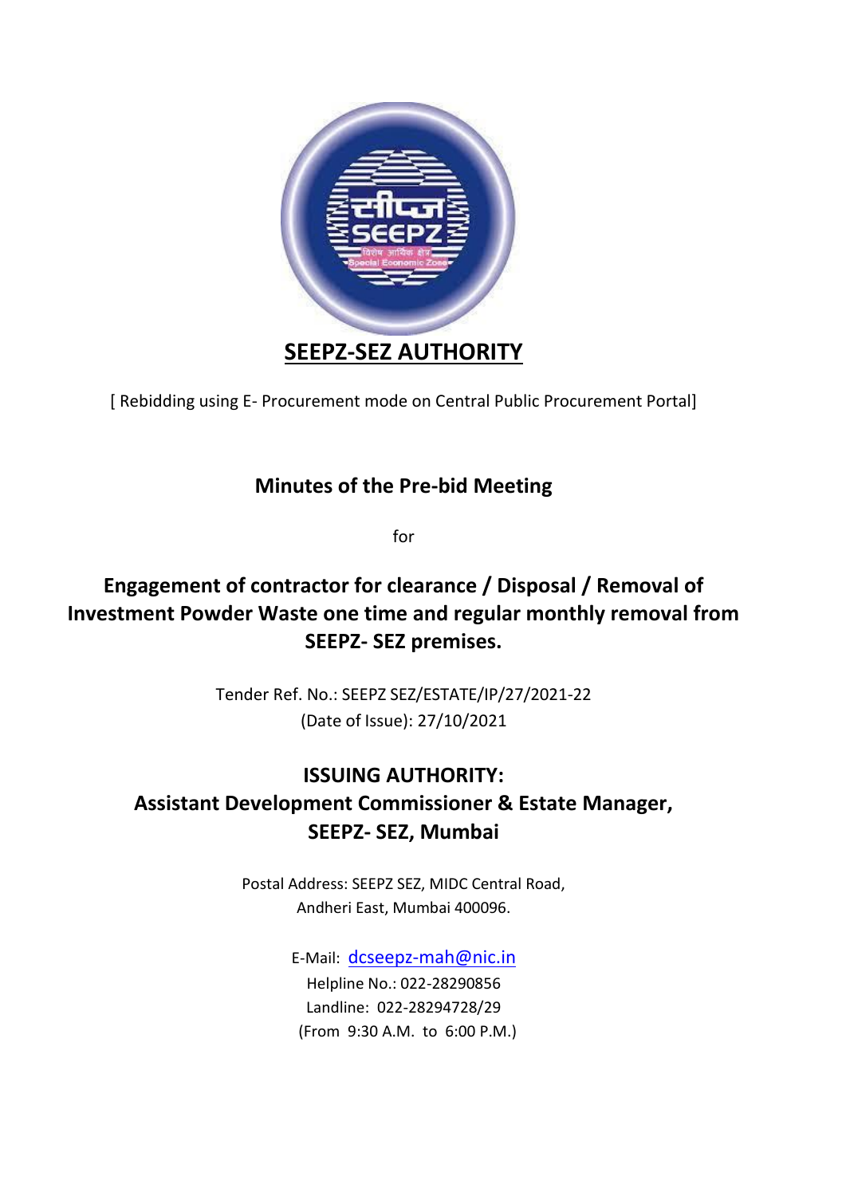# SEEPZ-SEZ AUTHORITY

[ Rebidding using E- Procurement mode on Central Public Procurement Portal]

## Minutes of the Pre-bid Meeting

for

## Engagement of contractor for clearance / Disposal / Removal of Investment Powder Waste one time and regular monthly removal from SEEPZ- SEZ premises.

Tender Ref. No.: SEEPZ SEZ/ESTATE/IP/27/2021-22

(Date of Issue): 27/10/2021

## ISSUING AUTHORITY:
## Assistant Development Commissioner & Estate Manager, SEEPZ- SEZ, Mumbai

Postal Address: SEEPZ SEZ, MIDC Central Road,
Andheri East, Mumbai 400096.

E-Mail: dcseepz-mah@nic.in
Helpline No.: 022-28290856
Landline: 022-28294728/29
(From 9:30 A.M. to 6:00 P.M.)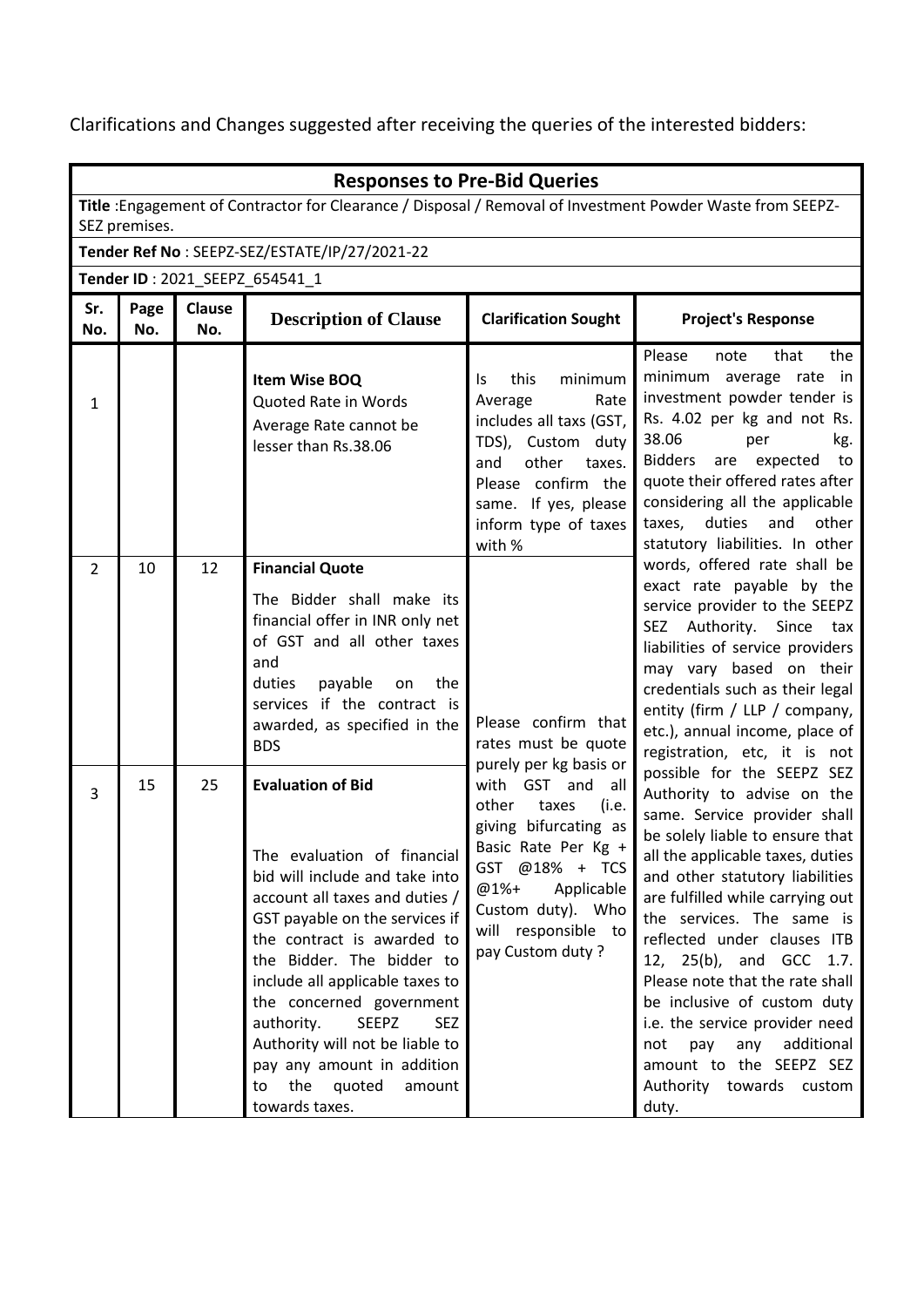Clarifications and Changes suggested after receiving the queries of the interested bidders:

**Responses to Pre-Bid Queries**

**Title** :Engagement of Contractor for Clearance / Disposal / Removal of Investment Powder Waste from SEEPZ-SEZ premises.

**Tender Ref No** : SEEPZ-SEZ/ESTATE/IP/27/2021-22

**Tender ID** : 2021_SEEPZ_654541_1

| Sr. No. | Page No. | Clause No. | Description of Clause | Clarification Sought | Project's Response |
|---|---|---|---|---|---|
| 1 | | | **Item Wise BOQ**<br>Quoted Rate in Words<br>Average Rate cannot be lesser than Rs.38.06 | Is this minimum Average Rate includes all taxs (GST, TDS), Custom duty and other taxes. Please confirm the same. If yes, please inform type of taxes with % | Please note that the minimum average rate in investment powder tender is Rs. 4.02 per kg and not Rs. 38.06 per kg. Bidders are expected to quote their offered rates after considering all the applicable taxes, duties and other statutory liabilities. In other words, offered rate shall be exact rate payable by the service provider to the SEEPZ SEZ Authority. Since tax liabilities of service providers may vary based on their credentials such as their legal entity (firm / LLP / company, etc.), annual income, place of registration, etc, it is not possible for the SEEPZ SEZ Authority to advise on the same. Service provider shall be solely liable to ensure that all the applicable taxes, duties and other statutory liabilities are fulfilled while carrying out the services. The same is reflected under clauses ITB 12, 25(b), and GCC 1.7. Please note that the rate shall be inclusive of custom duty i.e. the service provider need not pay any additional amount to the SEEPZ SEZ Authority towards custom duty. |
| 2 | 10 | 12 | **Financial Quote**<br>The Bidder shall make its financial offer in INR only net of GST and all other taxes and duties payable on the services if the contract is awarded, as specified in the BDS | Please confirm that rates must be quote purely per kg basis or with GST and all other taxes (i.e. giving bifurcating as Basic Rate Per Kg + GST @18% + TCS @1%+ Applicable Custom duty). Who will responsible to pay Custom duty ? | |
| 3 | 15 | 25 | **Evaluation of Bid**<br>The evaluation of financial bid will include and take into account all taxes and duties / GST payable on the services if the contract is awarded to the Bidder. The bidder to include all applicable taxes to the concerned government authority. SEEPZ SEZ Authority will not be liable to pay any amount in addition to the quoted amount towards taxes. | | |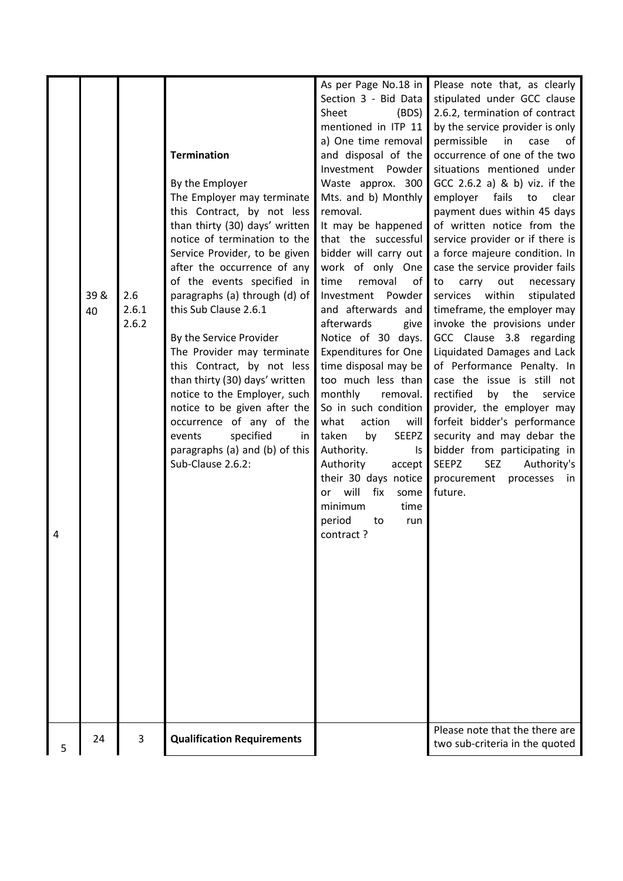| 4 | 39 & 40 | 2.6 2.6.1 2.6.2 | **Termination**<br><br>By the Employer<br>The Employer may terminate this Contract, by not less than thirty (30) days' written notice of termination to the Service Provider, to be given after the occurrence of any of the events specified in paragraphs (a) through (d) of this Sub Clause 2.6.1<br><br>By the Service Provider<br>The Provider may terminate this Contract, by not less than thirty (30) days' written notice to the Employer, such notice to be given after the occurrence of any of the events specified in paragraphs (a) and (b) of this Sub-Clause 2.6.2: | As per Page No.18 in Section 3 - Bid Data Sheet (BDS) mentioned in ITP 11 a) One time removal and disposal of the Investment Powder Waste approx. 300 Mts. and b) Monthly removal.<br>It may be happened that the successful bidder will carry out work of only One time removal of Investment Powder and afterwards and afterwards give Notice of 30 days. Expenditures for One time disposal may be too much less than monthly removal. So in such condition what action will taken by SEEPZ Authority. Is Authority accept their 30 days notice or will fix some minimum time period to run contract ? | Please note that, as clearly stipulated under GCC clause 2.6.2, termination of contract by the service provider is only permissible in case of occurrence of one of the two situations mentioned under GCC 2.6.2 a) & b) viz. if the employer fails to clear payment dues within 45 days of written notice from the service provider or if there is a force majeure condition. In case the service provider fails to carry out necessary services within stipulated timeframe, the employer may invoke the provisions under GCC Clause 3.8 regarding Liquidated Damages and Lack of Performance Penalty. In case the issue is still not rectified by the service provider, the employer may forfeit bidder's performance security and may debar the bidder from participating in SEEPZ SEZ Authority's procurement processes in future. |
|---|---|---|---|---|---|
| 5 | 24 | 3 | **Qualification Requirements** | | Please note that the there are two sub-criteria in the quoted |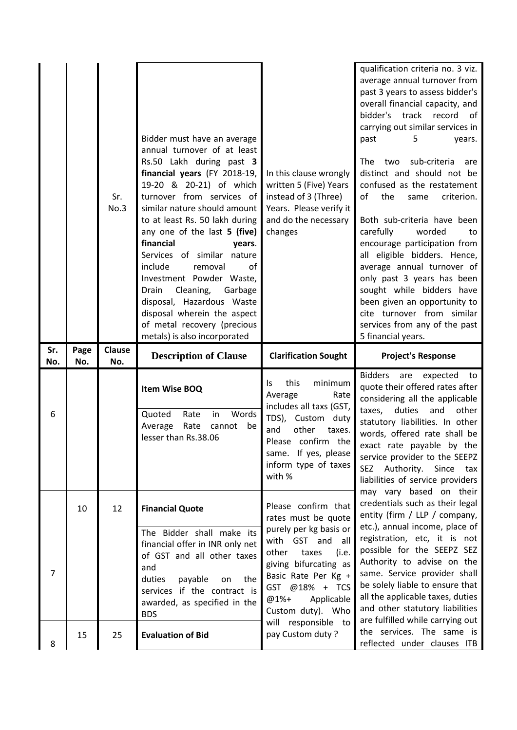| | | | | | |
|---|---|---|---|---|---|
| | | Sr. No.3 | Bidder must have an average annual turnover of at least Rs.50 Lakh during past **3 financial years** (FY 2018-19, 19-20 & 20-21) of which turnover from services of similar nature should amount to at least Rs. 50 lakh during any one of the last **5 (five) financial years**. Services of similar nature include removal of Investment Powder Waste, Drain Cleaning, Garbage disposal, Hazardous Waste disposal wherein the aspect of metal recovery (precious metals) is also incorporated | In this clause wrongly written 5 (Five) Years instead of 3 (Three) Years. Please verify it and do the necessary changes | qualification criteria no. 3 viz. average annual turnover from past 3 years to assess bidder's overall financial capacity, and bidder's track record of carrying out similar services in past 5 years.<br><br>The two sub-criteria are distinct and should not be confused as the restatement of the same criterion.<br><br>Both sub-criteria have been carefully worded to encourage participation from all eligible bidders. Hence, average annual turnover of only past 3 years has been sought while bidders have been given an opportunity to cite turnover from similar services from any of the past 5 financial years. |
| **Sr. No.** | **Page No.** | **Clause No.** | **Description of Clause** | **Clarification Sought** | **Project's Response** |
| 6 | | | **Item Wise BOQ**<br><br>Quoted Rate in Words Average Rate cannot be lesser than Rs.38.06 | Is this minimum Average Rate includes all taxs (GST, TDS), Custom duty and other taxes. Please confirm the same. If yes, please inform type of taxes with % | Bidders are expected to quote their offered rates after considering all the applicable taxes, duties and other statutory liabilities. In other words, offered rate shall be exact rate payable by the service provider to the SEEPZ SEZ Authority. Since tax liabilities of service providers may vary based on their credentials such as their legal entity (firm / LLP / company, etc.), annual income, place of registration, etc, it is not possible for the SEEPZ SEZ Authority to advise on the same. Service provider shall be solely liable to ensure that all the applicable taxes, duties and other statutory liabilities are fulfilled while carrying out the services. The same is reflected under clauses ITB |
| 7 | 10 | 12 | **Financial Quote**<br><br>The Bidder shall make its financial offer in INR only net of GST and all other taxes and duties payable on the services if the contract is awarded, as specified in the BDS | Please confirm that rates must be quote purely per kg basis or with GST and all other taxes (i.e. giving bifurcating as Basic Rate Per Kg + GST @18% + TCS @1%+ Applicable Custom duty). Who will responsible to pay Custom duty ? | |
| 8 | 15 | 25 | **Evaluation of Bid** | | |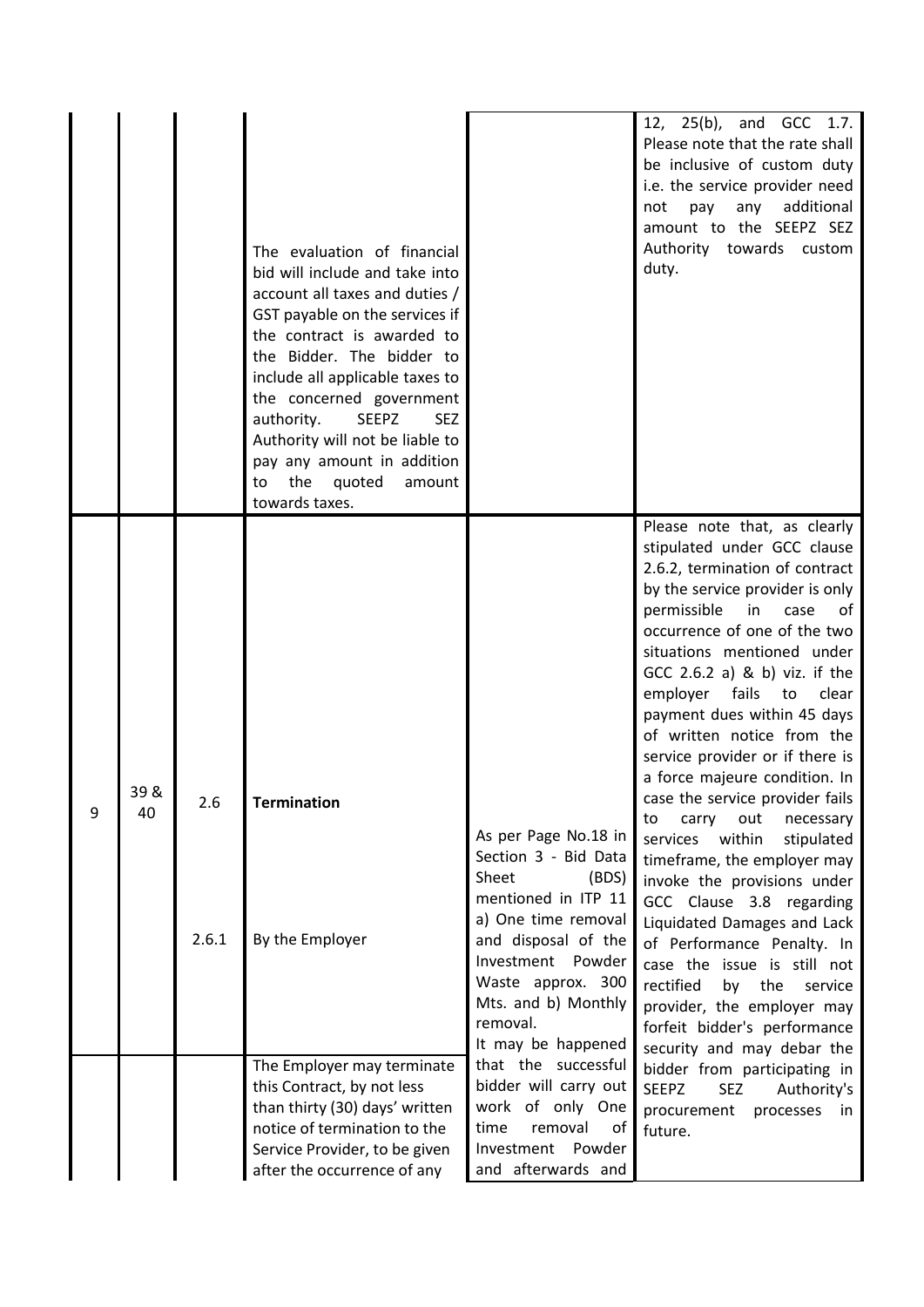| | | | | | |
|---|---|---|---|---|---|
| | | | The evaluation of financial bid will include and take into account all taxes and duties / GST payable on the services if the contract is awarded to the Bidder. The bidder to include all applicable taxes to the concerned government authority. SEEPZ SEZ Authority will not be liable to pay any amount in addition to the quoted amount towards taxes. | | 12, 25(b), and GCC 1.7. Please note that the rate shall be inclusive of custom duty i.e. the service provider need not pay any additional amount to the SEEPZ SEZ Authority towards custom duty. |
| 9 | 39 & 40 | 2.6 | **Termination** | As per Page No.18 in Section 3 - Bid Data Sheet (BDS) mentioned in ITP 11 a) One time removal and disposal of the Investment Powder Waste approx. 300 Mts. and b) Monthly removal. It may be happened that the successful bidder will carry out work of only One time removal of Investment Powder and afterwards and | Please note that, as clearly stipulated under GCC clause 2.6.2, termination of contract by the service provider is only permissible in case of occurrence of one of the two situations mentioned under GCC 2.6.2 a) & b) viz. if the employer fails to clear payment dues within 45 days of written notice from the service provider or if there is a force majeure condition. In case the service provider fails to carry out necessary services within stipulated timeframe, the employer may invoke the provisions under GCC Clause 3.8 regarding Liquidated Damages and Lack of Performance Penalty. In case the issue is still not rectified by the service provider, the employer may forfeit bidder's performance security and may debar the bidder from participating in SEEPZ SEZ Authority's procurement processes in future. |
| | | 2.6.1 | By the Employer | | |
| | | | The Employer may terminate this Contract, by not less than thirty (30) days' written notice of termination to the Service Provider, to be given after the occurrence of any | | |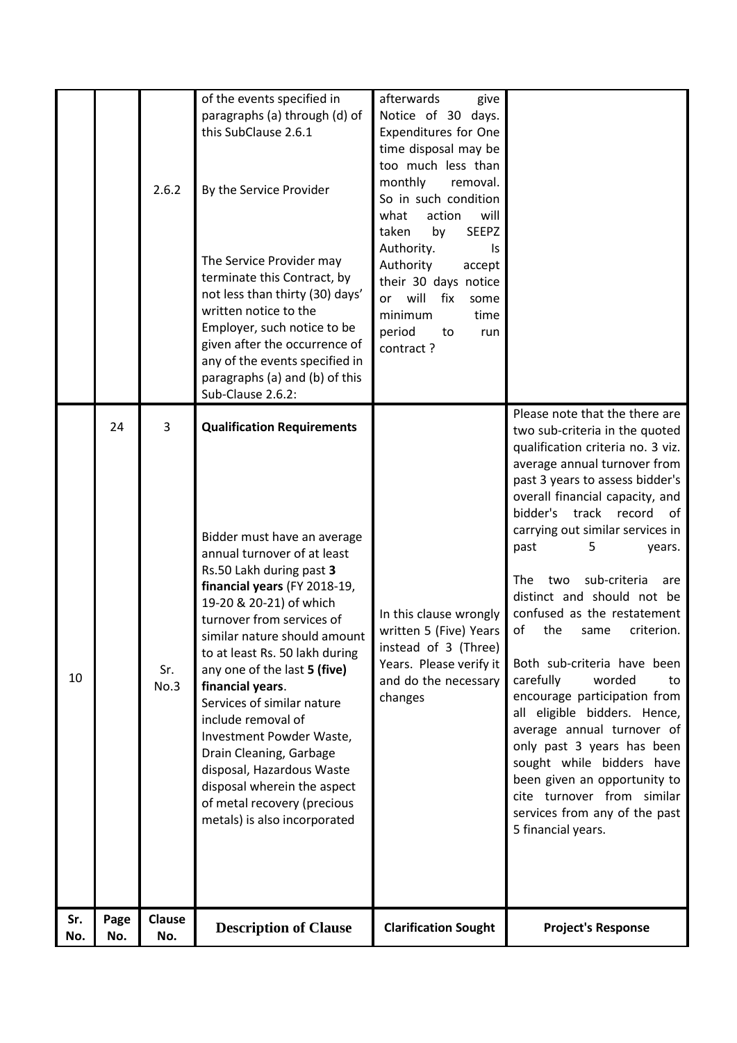| Sr. No. | Page No. | Clause No. | Description of Clause | Clarification Sought | Project's Response |
| --- | --- | --- | --- | --- | --- |
| | | | of the events specified in paragraphs (a) through (d) of this SubClause 2.6.1 | afterwards give Notice of 30 days. Expenditures for One time disposal may be too much less than monthly removal. So in such condition what action will taken by SEEPZ Authority. Is Authority accept their 30 days notice or will fix some minimum time period to run contract ? | |
| | | 2.6.2 | By the Service Provider<br><br>The Service Provider may terminate this Contract, by not less than thirty (30) days' written notice to the Employer, such notice to be given after the occurrence of any of the events specified in paragraphs (a) and (b) of this Sub-Clause 2.6.2: | | |
| 10 | 24 | 3<br><br>Sr. No.3 | **Qualification Requirements**<br><br>Bidder must have an average annual turnover of at least Rs.50 Lakh during past **3 financial years** (FY 2018-19, 19-20 & 20-21) of which turnover from services of similar nature should amount to at least Rs. 50 lakh during any one of the last **5 (five) financial years**.<br>Services of similar nature include removal of Investment Powder Waste, Drain Cleaning, Garbage disposal, Hazardous Waste disposal wherein the aspect of metal recovery (precious metals) is also incorporated | In this clause wrongly written 5 (Five) Years instead of 3 (Three) Years. Please verify it and do the necessary changes | Please note that the there are two sub-criteria in the quoted qualification criteria no. 3 viz. average annual turnover from past 3 years to assess bidder's overall financial capacity, and bidder's track record of carrying out similar services in past 5 years.<br><br>The two sub-criteria are distinct and should not be confused as the restatement of the same criterion.<br><br>Both sub-criteria have been carefully worded to encourage participation from all eligible bidders. Hence, average annual turnover of only past 3 years has been sought while bidders have been given an opportunity to cite turnover from similar services from any of the past 5 financial years. |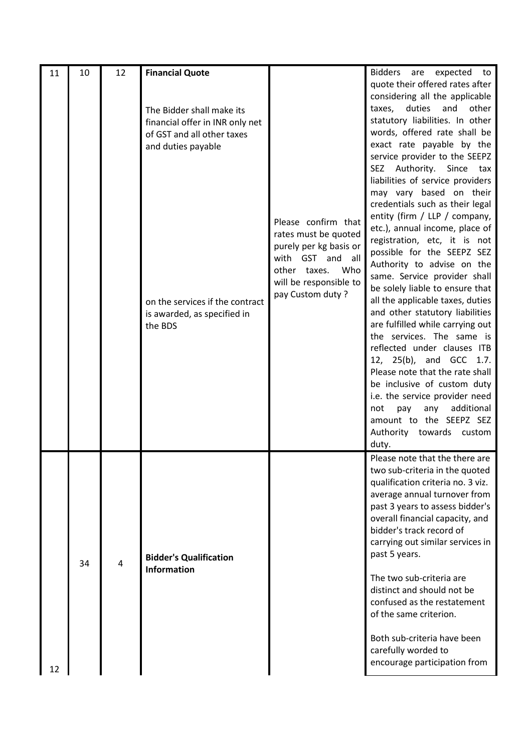| 11 | 10 | 12 | **Financial Quote**<br><br>The Bidder shall make its financial offer in INR only net of GST and all other taxes and duties payable<br><br>on the services if the contract is awarded, as specified in the BDS | Please confirm that rates must be quoted purely per kg basis or with GST and all other taxes. Who will be responsible to pay Custom duty ? | Bidders are expected to quote their offered rates after considering all the applicable taxes, duties and other statutory liabilities. In other words, offered rate shall be exact rate payable by the service provider to the SEEPZ SEZ Authority. Since tax liabilities of service providers may vary based on their credentials such as their legal entity (firm / LLP / company, etc.), annual income, place of registration, etc, it is not possible for the SEEPZ SEZ Authority to advise on the same. Service provider shall be solely liable to ensure that all the applicable taxes, duties and other statutory liabilities are fulfilled while carrying out the services. The same is reflected under clauses ITB 12, 25(b), and GCC 1.7. Please note that the rate shall be inclusive of custom duty i.e. the service provider need not pay any additional amount to the SEEPZ SEZ Authority towards custom duty. |
|---|---|---|---|---|---|
| 12 | 34 | 4 | **Bidder's Qualification Information** | | Please note that the there are two sub-criteria in the quoted qualification criteria no. 3 viz. average annual turnover from past 3 years to assess bidder's overall financial capacity, and bidder's track record of carrying out similar services in past 5 years.<br><br>The two sub-criteria are distinct and should not be confused as the restatement of the same criterion.<br><br>Both sub-criteria have been carefully worded to encourage participation from |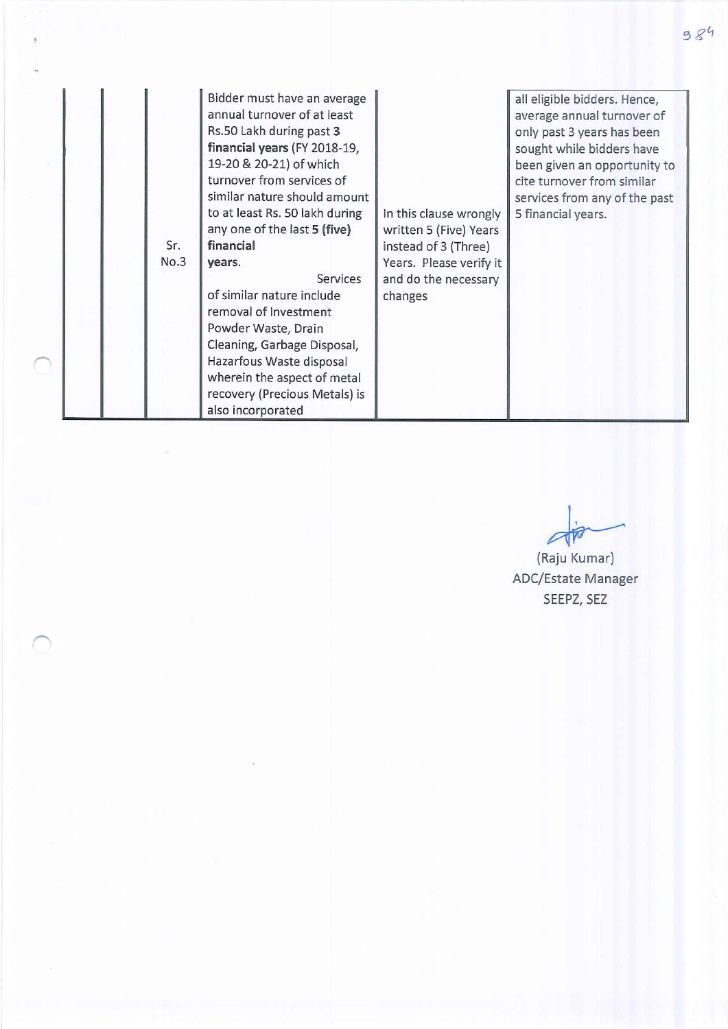| | | | | | |
|---|---|---|---|---|---|
| | | Sr. No.3 | Bidder must have an average annual turnover of at least Rs.50 Lakh during past **3 financial years** (FY 2018-19, 19-20 & 20-21) of which turnover from services of similar nature should amount to at least Rs. 50 lakh during any one of the last **5 (five) financial years.** Services of similar nature include removal of Investment Powder Waste, Drain Cleaning, Garbage Disposal, Hazarfous Waste disposal wherein the aspect of metal recovery (Precious Metals) is also incorporated | In this clause wrongly written 5 (Five) Years instead of 3 (Three) Years. Please verify it and do the necessary changes | all eligible bidders. Hence, average annual turnover of only past 3 years has been sought while bidders have been given an opportunity to cite turnover from similar services from any of the past 5 financial years. |

(Raju Kumar)
ADC/Estate Manager
SEEPZ, SEZ